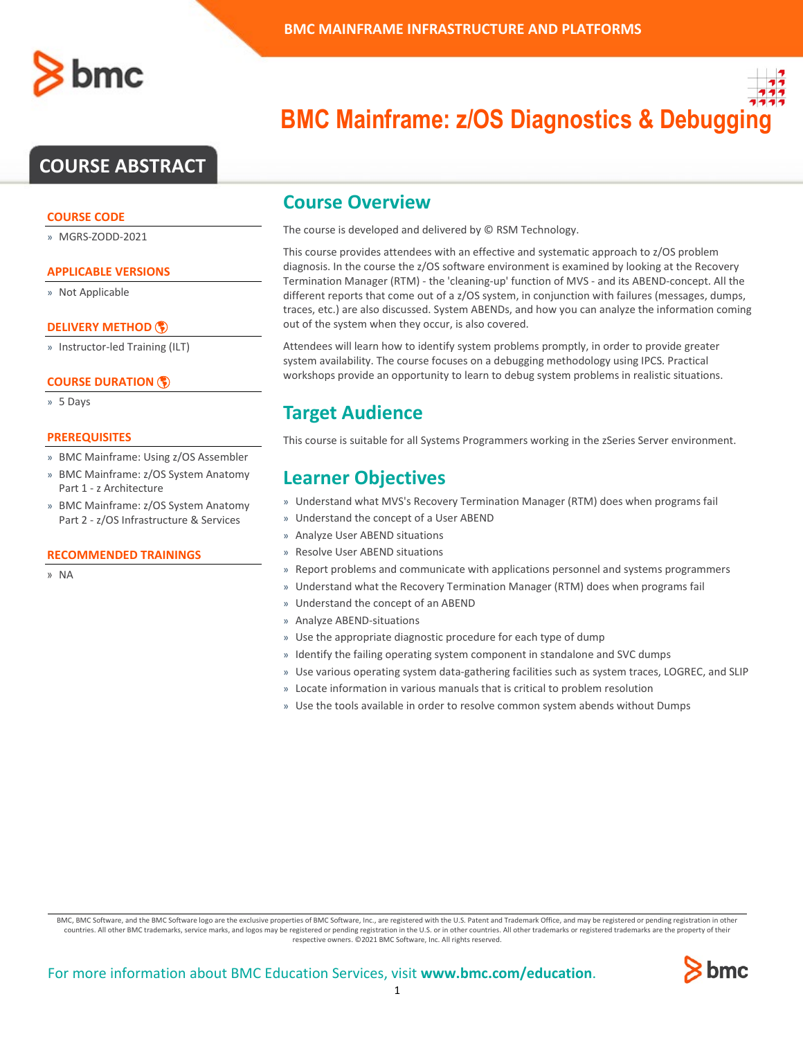BMC MAINFRAME INFRASTRUCTURE AND PLATFORMS

# BMC Mainframe: z/OS Diagnostics & Debugging

## COURSE ABSTRACT

### COURSE CODE

- MGRS-ZODD-2021

### APPLICABLE VERSIONS

- Not Applicable

### DELIVERY METHOD

- Instructor-led Training (ILT)

### COURSE DURATION

- 5 Days

### PREREQUISITES

- BMC Mainframe: Using z/OS Assembler
- BMC Mainframe: z/OS System Anatomy Part 1 - z Architecture
- BMC Mainframe: z/OS System Anatomy Part 2 - z/OS Infrastructure & Services

### RECOMMENDED TRAININGS

- NA

## Course Overview

The course is developed and delivered by © RSM Technology.

This course provides attendees with an effective and systematic approach to z/OS problem diagnosis. In the course the z/OS software environment is examined by looking at the Recovery Termination Manager (RTM) - the 'cleaning-up' function of MVS - and its ABEND-concept. All the different reports that come out of a z/OS system, in conjunction with failures (messages, dumps, traces, etc.) are also discussed. System ABENDs, and how you can analyze the information coming out of the system when they occur, is also covered.

Attendees will learn how to identify system problems promptly, in order to provide greater system availability. The course focuses on a debugging methodology using IPCS. Practical workshops provide an opportunity to learn to debug system problems in realistic situations.

## Target Audience

This course is suitable for all Systems Programmers working in the zSeries Server environment.

## Learner Objectives

- Understand what MVS's Recovery Termination Manager (RTM) does when programs fail
- Understand the concept of a User ABEND
- Analyze User ABEND situations
- Resolve User ABEND situations
- Report problems and communicate with applications personnel and systems programmers
- Understand what the Recovery Termination Manager (RTM) does when programs fail
- Understand the concept of an ABEND
- Analyze ABEND-situations
- Use the appropriate diagnostic procedure for each type of dump
- Identify the failing operating system component in standalone and SVC dumps
- Use various operating system data-gathering facilities such as system traces, LOGREC, and SLIP
- Locate information in various manuals that is critical to problem resolution
- Use the tools available in order to resolve common system abends without Dumps

BMC, BMC Software, and the BMC Software logo are the exclusive properties of BMC Software, Inc., are registered with the U.S. Patent and Trademark Office, and may be registered or pending registration in other countries. All other BMC trademarks, service marks, and logos may be registered or pending registration in the U.S. or in other countries. All other trademarks or registered trademarks are the property of their respective owners. ©2021 BMC Software, Inc. All rights reserved.

For more information about BMC Education Services, visit **www.bmc.com/education**.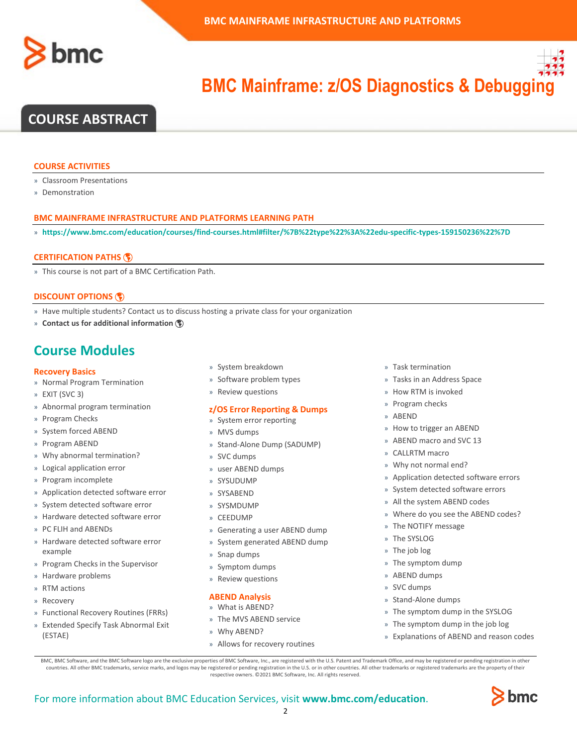# BMC Mainframe: z/OS Diagnostics & Debugging

## COURSE ABSTRACT

### COURSE ACTIVITIES

- Classroom Presentations
- Demonstration

### BMC MAINFRAME INFRASTRUCTURE AND PLATFORMS LEARNING PATH

- **https://www.bmc.com/education/courses/find-courses.html#filter/%7B%22type%22%3A%22edu-specific-types-159150236%22%7D**

### CERTIFICATION PATHS

- This course is not part of a BMC Certification Path.

### DISCOUNT OPTIONS

- Have multiple students? Contact us to discuss hosting a private class for your organization
- **Contact us for additional information**

## Course Modules

### Recovery Basics

- Normal Program Termination
- EXIT (SVC 3)
- Abnormal program termination
- Program Checks
- System forced ABEND
- Program ABEND
- Why abnormal termination?
- Logical application error
- Program incomplete
- Application detected software error
- System detected software error
- Hardware detected software error
- PC FLIH and ABENDs
- Hardware detected software error example
- Program Checks in the Supervisor
- Hardware problems
- RTM actions
- Recovery
- Functional Recovery Routines (FRRs)
- Extended Specify Task Abnormal Exit (ESTAE)
- System breakdown
- Software problem types
- Review questions

### z/OS Error Reporting & Dumps

- System error reporting
- MVS dumps
- Stand-Alone Dump (SADUMP)
- SVC dumps
- user ABEND dumps
- SYSUDUMP
- SYSABEND
- SYSMDUMP
- CEEDUMP
- Generating a user ABEND dump
- System generated ABEND dump
- Snap dumps
- Symptom dumps
- Review questions

### ABEND Analysis

- What is ABEND?
- The MVS ABEND service
- Why ABEND?
- Allows for recovery routines
- Task termination
- Tasks in an Address Space
- How RTM is invoked
- Program checks
- ABEND
- How to trigger an ABEND
- ABEND macro and SVC 13
- CALLRTM macro
- Why not normal end?
- Application detected software errors
- System detected software errors
- All the system ABEND codes
- Where do you see the ABEND codes?
- The NOTIFY message
- The SYSLOG
- The job log
- The symptom dump
- ABEND dumps
- SVC dumps
- Stand-Alone dumps
- The symptom dump in the SYSLOG
- The symptom dump in the job log
- Explanations of ABEND and reason codes

BMC, BMC Software, and the BMC Software logo are the exclusive properties of BMC Software, Inc., are registered with the U.S. Patent and Trademark Office, and may be registered or pending registration in other countries. All other BMC trademarks, service marks, and logos may be registered or pending registration in the U.S. or in other countries. All other trademarks or registered trademarks are the property of their respective owners. ©2021 BMC Software, Inc. All rights reserved.

For more information about BMC Education Services, visit **www.bmc.com/education**.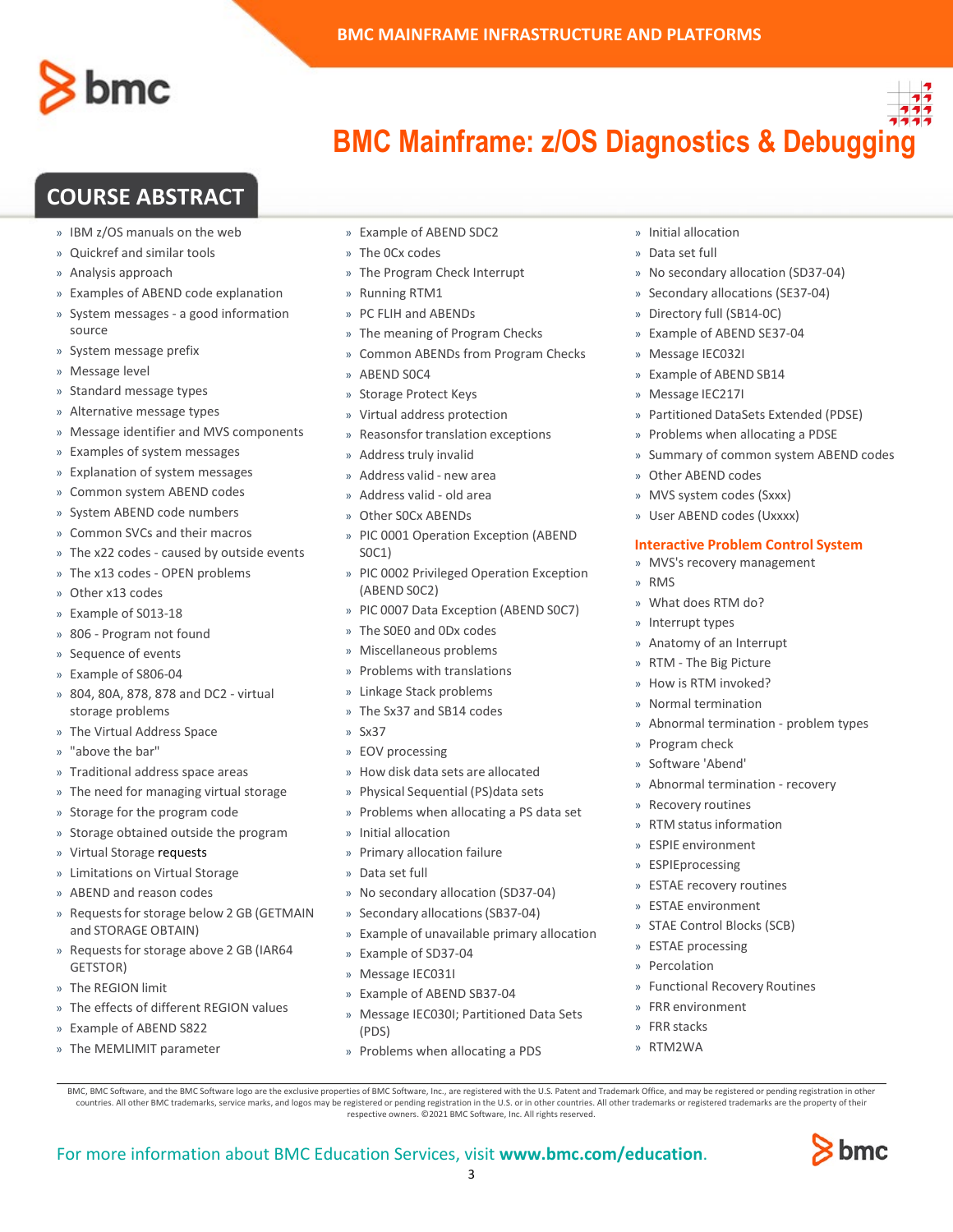# BMC Mainframe: z/OS Diagnostics & Debugging

## COURSE ABSTRACT

- IBM z/OS manuals on the web
- Quickref and similar tools
- Analysis approach
- Examples of ABEND code explanation
- System messages - a good information source
- System message prefix
- Message level
- Standard message types
- Alternative message types
- Message identifier and MVS components
- Examples of system messages
- Explanation of system messages
- Common system ABEND codes
- System ABEND code numbers
- Common SVCs and their macros
- The x22 codes - caused by outside events
- The x13 codes - OPEN problems
- Other x13 codes
- Example of S013-18
- 806 - Program not found
- Sequence of events
- Example of S806-04
- 804, 80A, 878, 878 and DC2 - virtual storage problems
- The Virtual Address Space
- "above the bar"
- Traditional address space areas
- The need for managing virtual storage
- Storage for the program code
- Storage obtained outside the program
- Virtual Storage requests
- Limitations on Virtual Storage
- ABEND and reason codes
- Requests for storage below 2 GB (GETMAIN and STORAGE OBTAIN)
- Requests for storage above 2 GB (IAR64 GETSTOR)
- The REGION limit
- The effects of different REGION values
- Example of ABEND S822
- The MEMLIMIT parameter
- Example of ABEND SDC2
- The 0Cx codes
- The Program Check Interrupt
- Running RTM1
- PC FLIH and ABENDs
- The meaning of Program Checks
- Common ABENDs from Program Checks
- ABEND S0C4
- Storage Protect Keys
- Virtual address protection
- Reasonsfor translation exceptions
- Address truly invalid
- Address valid - new area
- Address valid - old area
- Other S0Cx ABENDs
- PIC 0001 Operation Exception (ABEND S0C1)
- PIC 0002 Privileged Operation Exception (ABEND S0C2)
- PIC 0007 Data Exception (ABEND S0C7)
- The S0E0 and 0Dx codes
- Miscellaneous problems
- Problems with translations
- Linkage Stack problems
- The Sx37 and SB14 codes
- Sx37
- EOV processing
- How disk data sets are allocated
- Physical Sequential (PS)data sets
- Problems when allocating a PS data set
- Initial allocation
- Primary allocation failure
- Data set full
- No secondary allocation (SD37-04)
- Secondary allocations (SB37-04)
- Example of unavailable primary allocation
- Example of SD37-04
- Message IEC031I
- Example of ABEND SB37-04
- Message IEC030I; Partitioned Data Sets (PDS)
- Problems when allocating a PDS
- Initial allocation
- Data set full
- No secondary allocation (SD37-04)
- Secondary allocations (SE37-04)
- Directory full (SB14-0C)
- Example of ABEND SE37-04
- Message IEC032I
- Example of ABEND SB14
- Message IEC217I
- Partitioned DataSets Extended (PDSE)
- Problems when allocating a PDSE
- Summary of common system ABEND codes
- Other ABEND codes
- MVS system codes (Sxxx)
- User ABEND codes (Uxxxx)

### Interactive Problem Control System

- MVS's recovery management
- RMS
- What does RTM do?
- Interrupt types
- Anatomy of an Interrupt
- RTM - The Big Picture
- How is RTM invoked?
- Normal termination
- Abnormal termination - problem types
- Program check
- Software 'Abend'
- Abnormal termination - recovery
- Recovery routines
- RTM status information
- ESPIE environment
- ESPIEprocessing
- ESTAE recovery routines
- ESTAE environment
- STAE Control Blocks (SCB)
- ESTAE processing
- Percolation
- Functional Recovery Routines
- FRR environment
- FRR stacks
- RTM2WA

BMC, BMC Software, and the BMC Software logo are the exclusive properties of BMC Software, Inc., are registered with the U.S. Patent and Trademark Office, and may be registered or pending registration in other countries. All other BMC trademarks, service marks, and logos may be registered or pending registration in the U.S. or in other countries. All other trademarks or registered trademarks are the property of their respective owners. ©2021 BMC Software, Inc. All rights reserved.

For more information about BMC Education Services, visit **www.bmc.com/education**.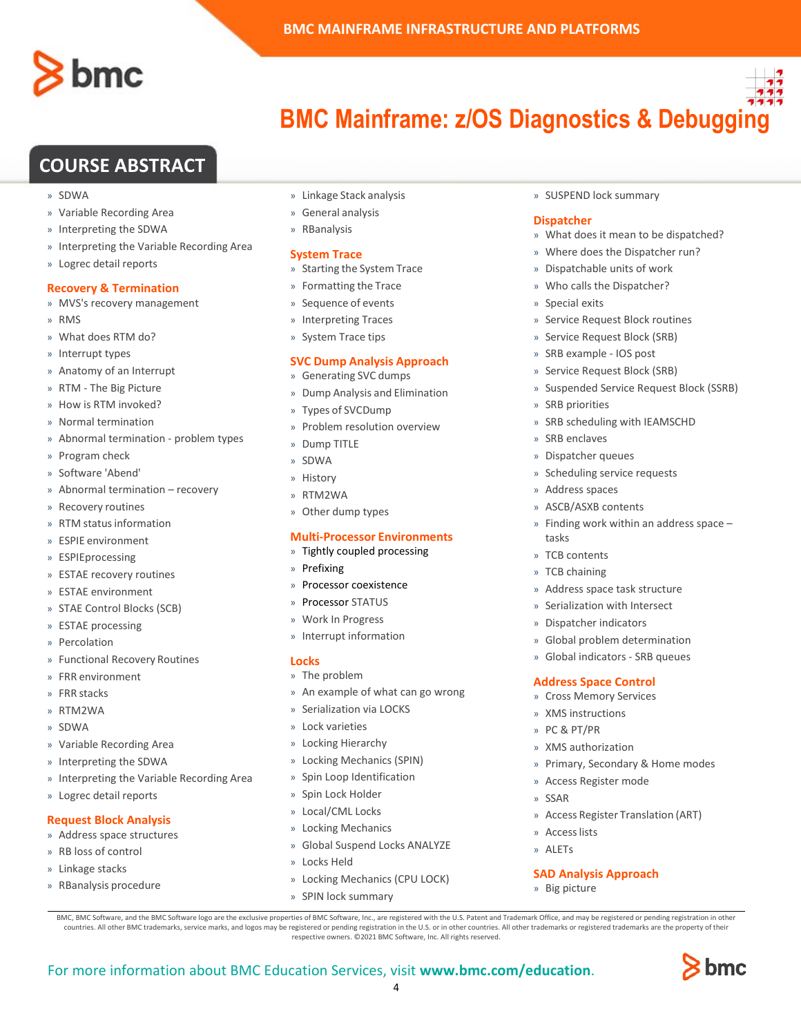# BMC Mainframe: z/OS Diagnostics & Debugging

## COURSE ABSTRACT

- SDWA
- Variable Recording Area
- Interpreting the SDWA
- Interpreting the Variable Recording Area
- Logrec detail reports

### Recovery & Termination

- MVS's recovery management
- RMS
- What does RTM do?
- Interrupt types
- Anatomy of an Interrupt
- RTM - The Big Picture
- How is RTM invoked?
- Normal termination
- Abnormal termination - problem types
- Program check
- Software 'Abend'
- Abnormal termination – recovery
- Recovery routines
- RTM status information
- ESPIE environment
- ESPIEprocessing
- ESTAE recovery routines
- ESTAE environment
- STAE Control Blocks (SCB)
- ESTAE processing
- Percolation
- Functional Recovery Routines
- FRR environment
- FRR stacks
- RTM2WA
- SDWA
- Variable Recording Area
- Interpreting the SDWA
- Interpreting the Variable Recording Area
- Logrec detail reports

### Request Block Analysis

- Address space structures
- RB loss of control
- Linkage stacks
- RBanalysis procedure
- Linkage Stack analysis
- General analysis
- RBanalysis

### System Trace

- Starting the System Trace
- Formatting the Trace
- Sequence of events
- Interpreting Traces
- System Trace tips

### SVC Dump Analysis Approach

- Generating SVC dumps
- Dump Analysis and Elimination
- Types of SVCDump
- Problem resolution overview
- Dump TITLE
- SDWA
- History
- RTM2WA
- Other dump types

### Multi-Processor Environments

- Tightly coupled processing
- Prefixing
- Processor coexistence
- Processor STATUS
- Work In Progress
- Interrupt information

### Locks

- The problem
- An example of what can go wrong
- Serialization via LOCKS
- Lock varieties
- Locking Hierarchy
- Locking Mechanics (SPIN)
- Spin Loop Identification
- Spin Lock Holder
- Local/CML Locks
- Locking Mechanics
- Global Suspend Locks ANALYZE
- Locks Held
- Locking Mechanics (CPU LOCK)
- SPIN lock summary
- SUSPEND lock summary

### Dispatcher

- What does it mean to be dispatched?
- Where does the Dispatcher run?
- Dispatchable units of work
- Who calls the Dispatcher?
- Special exits
- Service Request Block routines
- Service Request Block (SRB)
- SRB example - IOS post
- Service Request Block (SRB)
- Suspended Service Request Block (SSRB)
- SRB priorities
- SRB scheduling with IEAMSCHD
- SRB enclaves
- Dispatcher queues
- Scheduling service requests
- Address spaces
- ASCB/ASXB contents
- Finding work within an address space – tasks
- TCB contents
- TCB chaining
- Address space task structure
- Serialization with Intersect
- Dispatcher indicators
- Global problem determination
- Global indicators - SRB queues

### Address Space Control

- Cross Memory Services
- XMS instructions
- PC & PT/PR
- XMS authorization
- Primary, Secondary & Home modes
- Access Register mode
- SSAR
- Access Register Translation (ART)
- Access lists
- ALETs

### SAD Analysis Approach

- Big picture

BMC, BMC Software, and the BMC Software logo are the exclusive properties of BMC Software, Inc., are registered with the U.S. Patent and Trademark Office, and may be registered or pending registration in other countries. All other BMC trademarks, service marks, and logos may be registered or pending registration in the U.S. or in other countries. All other trademarks or registered trademarks are the property of their respective owners. ©2021 BMC Software, Inc. All rights reserved.

For more information about BMC Education Services, visit **www.bmc.com/education**.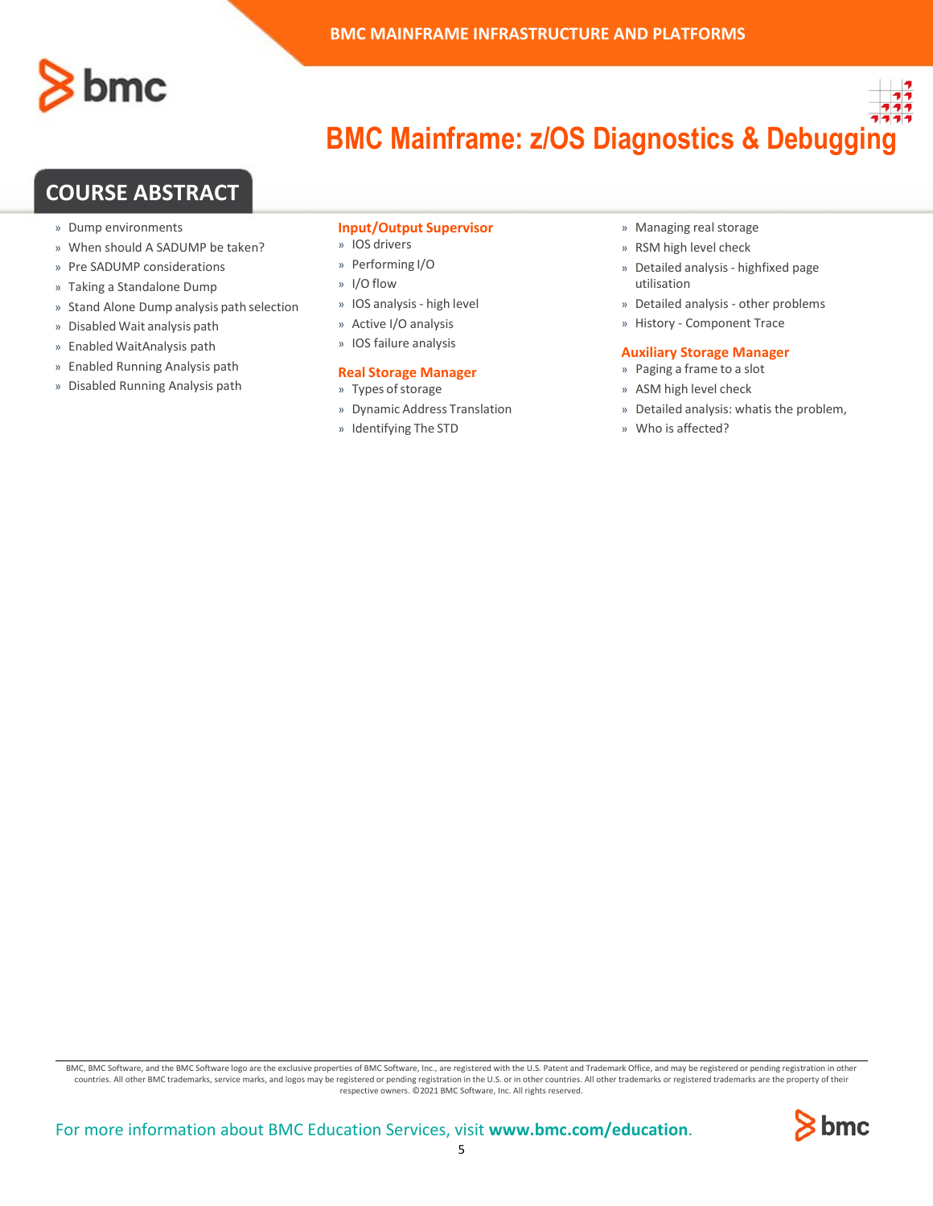# BMC Mainframe: z/OS Diagnostics & Debugging

## COURSE ABSTRACT

- Dump environments
- When should A SADUMP be taken?
- Pre SADUMP considerations
- Taking a Standalone Dump
- Stand Alone Dump analysis path selection
- Disabled Wait analysis path
- Enabled WaitAnalysis path
- Enabled Running Analysis path
- Disabled Running Analysis path

### Input/Output Supervisor

- IOS drivers
- Performing I/O
- I/O flow
- IOS analysis - high level
- Active I/O analysis
- IOS failure analysis

### Real Storage Manager

- Types of storage
- Dynamic Address Translation
- Identifying The STD
- Managing real storage
- RSM high level check
- Detailed analysis - highfixed page utilisation
- Detailed analysis - other problems
- History - Component Trace

### Auxiliary Storage Manager

- Paging a frame to a slot
- ASM high level check
- Detailed analysis: whatis the problem,
- Who is affected?

BMC, BMC Software, and the BMC Software logo are the exclusive properties of BMC Software, Inc., are registered with the U.S. Patent and Trademark Office, and may be registered or pending registration in other countries. All other BMC trademarks, service marks, and logos may be registered or pending registration in the U.S. or in other countries. All other trademarks or registered trademarks are the property of their respective owners. ©2021 BMC Software, Inc. All rights reserved.

For more information about BMC Education Services, visit **www.bmc.com/education**.